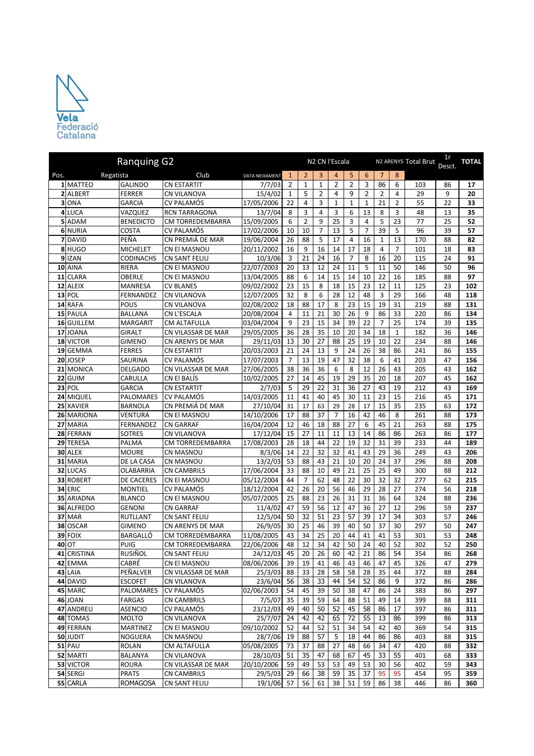Vela Federació Catalana

# Ranquing G2

| Pos. | Regatista | | Club | DATA NEIXAMENT | N2 CN l'Escala 1 | 2 | 3 | 4 | 5 | 6 | N2 ARENYS 7 | 8 | Total Brut | 1r Desct. | TOTAL |
|---|---|---|---|---|---|---|---|---|---|---|---|---|---|---|---|
| 1 | MATTEO | GALINDO | CN ESTARTIT | 7/7/03 | 2 | 1 | 1 | 2 | 2 | 3 | 86 | 6 | 103 | 86 | **17** |
| 2 | ALBERT | FERRER | CN VILANOVA | 15/4/02 | 1 | 5 | 2 | 4 | 9 | 2 | 2 | 4 | 29 | 9 | **20** |
| 3 | ONA | GARCIA | CV PALAMÓS | 17/05/2006 | 22 | 4 | 3 | 1 | 1 | 1 | 21 | 2 | 55 | 22 | **33** |
| 4 | LUCA | VAZQUEZ | RCN TARRAGONA | 13/7/04 | 8 | 3 | 4 | 3 | 6 | 13 | 8 | 3 | 48 | 13 | **35** |
| 5 | ADAM | BENEDICTO | CM TORREDEMBARRA | 15/09/2005 | 6 | 2 | 9 | 25 | 3 | 4 | 5 | 23 | 77 | 25 | **52** |
| 6 | NURIA | COSTA | CV PALAMÓS | 17/02/2006 | 10 | 10 | 7 | 13 | 5 | 7 | 39 | 5 | 96 | 39 | **57** |
| 7 | DAVID | PEÑA | CN PREMIÁ DE MAR | 19/06/2004 | 26 | 88 | 5 | 17 | 4 | 16 | 1 | 13 | 170 | 88 | **82** |
| 8 | HUGO | MICHELET | CN El MASNOU | 20/11/2002 | 16 | 9 | 16 | 14 | 17 | 18 | 4 | 7 | 101 | 18 | **83** |
| 9 | IZAN | CODINACHS | CN SANT FELIU | 10/3/06 | 3 | 21 | 24 | 16 | 7 | 8 | 16 | 20 | 115 | 24 | **91** |
| 10 | AINA | RIERA | CN El MASNOU | 22/07/2003 | 20 | 13 | 12 | 24 | 11 | 5 | 11 | 50 | 146 | 50 | **96** |
| 11 | CLARA | OBERLE | CN El MASNOU | 13/04/2005 | 88 | 6 | 14 | 15 | 14 | 10 | 22 | 16 | 185 | 88 | **97** |
| 12 | ALEIX | MANRESA | CV BLANES | 09/02/2002 | 23 | 15 | 8 | 18 | 15 | 23 | 12 | 11 | 125 | 23 | **102** |
| 13 | POL | FERNANDEZ | CN VILANOVA | 12/07/2005 | 32 | 8 | 6 | 28 | 12 | 48 | 3 | 29 | 166 | 48 | **118** |
| 14 | RAFA | POUS | CN VILANOVA | 02/08/2002 | 18 | 88 | 17 | 8 | 23 | 15 | 19 | 31 | 219 | 88 | **131** |
| 15 | PAULA | BALLANA | CN L'ESCALA | 20/08/2004 | 4 | 11 | 21 | 30 | 26 | 9 | 86 | 33 | 220 | 86 | **134** |
| 16 | GUILLEM | MARGARIT | CM ALTAFULLA | 03/04/2004 | 9 | 23 | 15 | 34 | 39 | 22 | 7 | 25 | 174 | 39 | **135** |
| 17 | JOANA | GIRALT | CN VILASSAR DE MAR | 29/05/2005 | 36 | 28 | 35 | 10 | 20 | 34 | 18 | 1 | 182 | 36 | **146** |
| 18 | VICTOR | GIMENO | CN ARENYS DE MAR | 29/11/03 | 13 | 30 | 27 | 88 | 25 | 19 | 10 | 22 | 234 | 88 | **146** |
| 19 | GEMMA | FERRES | CN ESTARTIT | 20/03/2003 | 21 | 24 | 13 | 9 | 24 | 26 | 38 | 86 | 241 | 86 | **155** |
| 20 | JOSEP | SAURINA | CV PALAMÓS | 17/07/2003 | 7 | 13 | 19 | 47 | 32 | 38 | 6 | 41 | 203 | 47 | **156** |
| 21 | MONICA | DELGADO | CN VILASSAR DE MAR | 27/06/2005 | 38 | 36 | 36 | 6 | 8 | 12 | 26 | 43 | 205 | 43 | **162** |
| 22 | GUIM | CARULLA | CN El BALÍS | 10/02/2005 | 27 | 14 | 45 | 19 | 29 | 35 | 20 | 18 | 207 | 45 | **162** |
| 23 | POL | GARCIA | CN ESTARTIT | 2/7/03 | 5 | 29 | 22 | 31 | 36 | 27 | 43 | 19 | 212 | 43 | **169** |
| 24 | MIQUEL | PALOMARES | CV PALAMÓS | 14/03/2005 | 11 | 41 | 40 | 45 | 30 | 11 | 23 | 15 | 216 | 45 | **171** |
| 25 | XAVIER | BARNOLA | CN PREMIÁ DE MAR | 27/10/04 | 31 | 17 | 63 | 29 | 28 | 17 | 15 | 35 | 235 | 63 | **172** |
| 26 | MARIONA | VENTURA | CN El MASNOU | 14/10/2006 | 17 | 88 | 37 | 7 | 16 | 42 | 46 | 8 | 261 | 88 | **173** |
| 27 | MARIA | FERNANDEZ | CN GARRAF | 16/04/2004 | 12 | 46 | 18 | 88 | 27 | 6 | 45 | 21 | 263 | 88 | **175** |
| 28 | FERRAN | SOTRES | CN VILANOVA | 17/12/04 | 15 | 27 | 11 | 11 | 13 | 14 | 86 | 86 | 263 | 86 | **177** |
| 29 | TERESA | PALMA | CM TORREDEMBARRA | 17/08/2003 | 28 | 18 | 44 | 22 | 19 | 32 | 31 | 39 | 233 | 44 | **189** |
| 30 | ALEX | MOURE | CN MASNOU | 8/3/06 | 14 | 22 | 32 | 32 | 41 | 43 | 29 | 36 | 249 | 43 | **206** |
| 31 | MARIA | DE LA CASA | CN MASNOU | 13/2/03 | 53 | 88 | 43 | 21 | 10 | 20 | 24 | 37 | 296 | 88 | **208** |
| 32 | LUCAS | OLABARRIA | CN CAMBRILS | 17/06/2004 | 33 | 88 | 10 | 49 | 21 | 25 | 25 | 49 | 300 | 88 | **212** |
| 33 | ROBERT | DE CACERES | CN El MASNOU | 05/12/2004 | 44 | 7 | 62 | 48 | 22 | 30 | 32 | 32 | 277 | 62 | **215** |
| 34 | ERIC | MONTIEL | CV PALAMÓS | 18/12/2004 | 42 | 26 | 20 | 56 | 46 | 29 | 28 | 27 | 274 | 56 | **218** |
| 35 | ARIADNA | BLANCO | CN El MASNOU | 05/07/2005 | 25 | 88 | 23 | 26 | 31 | 31 | 36 | 64 | 324 | 88 | **236** |
| 36 | ALFREDO | GENONI | CN GARRAF | 11/4/02 | 47 | 59 | 56 | 12 | 47 | 36 | 27 | 12 | 296 | 59 | **237** |
| 37 | MAR | RUTLLANT | CN SANT FELIU | 12/5/04 | 50 | 32 | 51 | 23 | 57 | 39 | 17 | 34 | 303 | 57 | **246** |
| 38 | OSCAR | GIMENO | CN ARENYS DE MAR | 26/9/05 | 30 | 25 | 46 | 39 | 40 | 50 | 37 | 30 | 297 | 50 | **247** |
| 39 | FOIX | BARGALLÓ | CM TORREDEMBARRA | 11/08/2005 | 43 | 34 | 25 | 20 | 44 | 41 | 41 | 53 | 301 | 53 | **248** |
| 40 | OT | PUIG | CM TORREDEMBARRA | 22/06/2006 | 48 | 12 | 34 | 42 | 50 | 24 | 40 | 52 | 302 | 52 | **250** |
| 41 | CRISTINA | RUSIÑOL | CN SANT FELIU | 24/12/03 | 49 | 20 | 26 | 60 | 42 | 21 | 86 | 54 | 354 | 86 | **268** |
| 42 | EMMA | CABRÉ | CN El MASNOU | 08/06/2006 | 39 | 19 | 41 | 46 | 43 | 46 | 47 | 45 | 326 | 47 | **279** |
| 43 | LAIA | PEÑALVER | CN VILASSAR DE MAR | 25/3/03 | 88 | 33 | 28 | 58 | 58 | 28 | 35 | 44 | 372 | 88 | **284** |
| 44 | DAVID | ESCOFET | CN VILANOVA | 23/6/04 | 56 | 38 | 33 | 44 | 54 | 52 | 86 | 9 | 372 | 86 | **286** |
| 45 | MARC | PALOMARES | CV PALAMÓS | 02/06/2003 | 54 | 45 | 39 | 50 | 38 | 47 | 86 | 24 | 383 | 86 | **297** |
| 46 | JOAN | FARGAS | CN CAMBRILS | 7/5/07 | 35 | 39 | 59 | 64 | 88 | 51 | 49 | 14 | 399 | 88 | **311** |
| 47 | ANDREU | ASENCIO | CV PALAMÓS | 23/12/03 | 49 | 40 | 50 | 52 | 45 | 58 | 86 | 17 | 397 | 86 | **311** |
| 48 | TOMAS | MOLTO | CN VILANOVA | 25/7/07 | 24 | 42 | 42 | 65 | 72 | 55 | 13 | 86 | 399 | 86 | **313** |
| 49 | FERRAN | MARTINEZ | CN El MASNOU | 09/10/2002 | 52 | 44 | 52 | 51 | 34 | 54 | 42 | 40 | 369 | 54 | **315** |
| 50 | JUDIT | NOGUERA | CN MASNOU | 28/7/06 | 19 | 88 | 57 | 5 | 18 | 44 | 86 | 86 | 403 | 88 | **315** |
| 51 | PAU | ROLAN | CM ALTAFULLA | 05/08/2005 | 73 | 37 | 88 | 27 | 48 | 66 | 34 | 47 | 420 | 88 | **332** |
| 52 | MARTI | BALANYA | CN VILANOVA | 28/10/03 | 51 | 35 | 47 | 68 | 67 | 45 | 33 | 55 | 401 | 68 | **333** |
| 53 | VICTOR | ROURA | CN VILASSAR DE MAR | 20/10/2006 | 59 | 49 | 53 | 53 | 49 | 53 | 30 | 56 | 402 | 59 | **343** |
| 54 | SERGI | PRATS | CN CAMBRILS | 29/5/03 | 29 | 66 | 38 | 59 | 35 | 37 | 95 | 95 | 454 | 95 | **359** |
| 55 | CARLA | ROMAGOSA | CN SANT FELIU | 19/1/06 | 57 | 56 | 61 | 38 | 51 | 59 | 86 | 38 | 446 | 86 | **360** |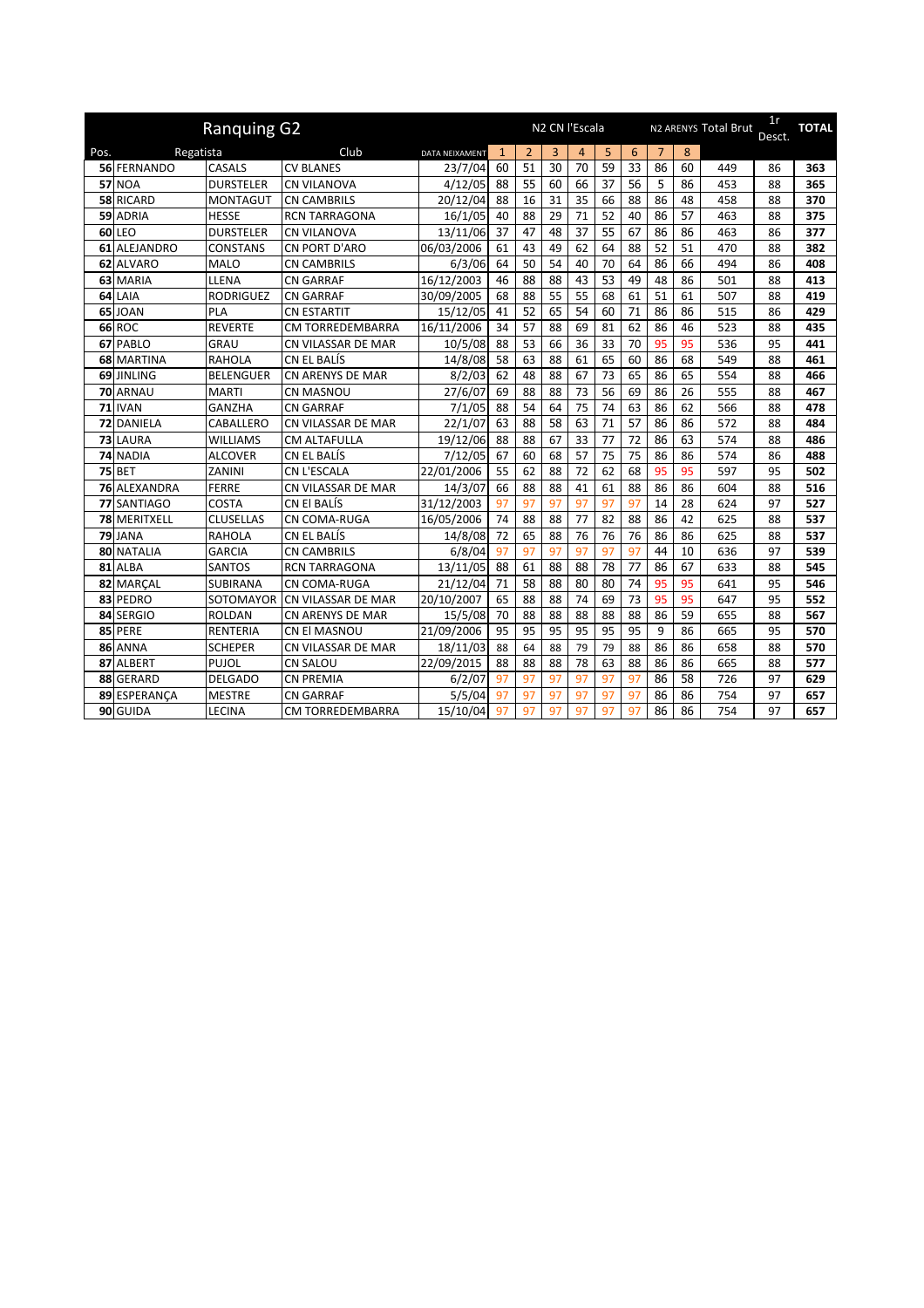| Ranquing G2 | | | | N2 CN l'Escala | | | | | | N2 ARENYS | | Total Brut | 1r Desct. | TOTAL |
|---|---|---|---|---|---|---|---|---|---|---|---|---|---|---|
| Pos. Regatista | | Club | DATA NEIXAMENT | 1 | 2 | 3 | 4 | 5 | 6 | 7 | 8 | | | |
| 56 FERNANDO | CASALS | CV BLANES | 23/7/04 | 60 | 51 | 30 | 70 | 59 | 33 | 86 | 60 | 449 | 86 | 363 |
| 57 NOA | DURSTELER | CN VILANOVA | 4/12/05 | 88 | 55 | 60 | 66 | 37 | 56 | 5 | 86 | 453 | 88 | 365 |
| 58 RICARD | MONTAGUT | CN CAMBRILS | 20/12/04 | 88 | 16 | 31 | 35 | 66 | 88 | 86 | 48 | 458 | 88 | 370 |
| 59 ADRIA | HESSE | RCN TARRAGONA | 16/1/05 | 40 | 88 | 29 | 71 | 52 | 40 | 86 | 57 | 463 | 88 | 375 |
| 60 LEO | DURSTELER | CN VILANOVA | 13/11/06 | 37 | 47 | 48 | 37 | 55 | 67 | 86 | 86 | 463 | 86 | 377 |
| 61 ALEJANDRO | CONSTANS | CN PORT D'ARO | 06/03/2006 | 61 | 43 | 49 | 62 | 64 | 88 | 52 | 51 | 470 | 88 | 382 |
| 62 ALVARO | MALO | CN CAMBRILS | 6/3/06 | 64 | 50 | 54 | 40 | 70 | 64 | 86 | 66 | 494 | 86 | 408 |
| 63 MARIA | LLENA | CN GARRAF | 16/12/2003 | 46 | 88 | 88 | 43 | 53 | 49 | 48 | 86 | 501 | 88 | 413 |
| 64 LAIA | RODRIGUEZ | CN GARRAF | 30/09/2005 | 68 | 88 | 55 | 55 | 68 | 61 | 51 | 61 | 507 | 88 | 419 |
| 65 JOAN | PLA | CN ESTARTIT | 15/12/05 | 41 | 52 | 65 | 54 | 60 | 71 | 86 | 86 | 515 | 86 | 429 |
| 66 ROC | REVERTE | CM TORREDEMBARRA | 16/11/2006 | 34 | 57 | 88 | 69 | 81 | 62 | 86 | 46 | 523 | 88 | 435 |
| 67 PABLO | GRAU | CN VILASSAR DE MAR | 10/5/08 | 88 | 53 | 66 | 36 | 33 | 70 | 95 | 95 | 536 | 95 | 441 |
| 68 MARTINA | RAHOLA | CN EL BALÍS | 14/8/08 | 58 | 63 | 88 | 61 | 65 | 60 | 86 | 68 | 549 | 88 | 461 |
| 69 JINLING | BELENGUER | CN ARENYS DE MAR | 8/2/03 | 62 | 48 | 88 | 67 | 73 | 65 | 86 | 65 | 554 | 88 | 466 |
| 70 ARNAU | MARTI | CN MASNOU | 27/6/07 | 69 | 88 | 88 | 73 | 56 | 69 | 86 | 26 | 555 | 88 | 467 |
| 71 IVAN | GANZHA | CN GARRAF | 7/1/05 | 88 | 54 | 64 | 75 | 74 | 63 | 86 | 62 | 566 | 88 | 478 |
| 72 DANIELA | CABALLERO | CN VILASSAR DE MAR | 22/1/07 | 63 | 88 | 58 | 63 | 71 | 57 | 86 | 86 | 572 | 88 | 484 |
| 73 LAURA | WILLIAMS | CM ALTAFULLA | 19/12/06 | 88 | 88 | 67 | 33 | 77 | 72 | 86 | 63 | 574 | 88 | 486 |
| 74 NADIA | ALCOVER | CN EL BALÍS | 7/12/05 | 67 | 60 | 68 | 57 | 75 | 75 | 86 | 86 | 574 | 86 | 488 |
| 75 BET | ZANINI | CN L'ESCALA | 22/01/2006 | 55 | 62 | 88 | 72 | 62 | 68 | 95 | 95 | 597 | 95 | 502 |
| 76 ALEXANDRA | FERRE | CN VILASSAR DE MAR | 14/3/07 | 66 | 88 | 88 | 41 | 61 | 88 | 86 | 86 | 604 | 88 | 516 |
| 77 SANTIAGO | COSTA | CN El BALÍS | 31/12/2003 | 97 | 97 | 97 | 97 | 97 | 97 | 14 | 28 | 624 | 97 | 527 |
| 78 MERITXELL | CLUSELLAS | CN COMA-RUGA | 16/05/2006 | 74 | 88 | 88 | 77 | 82 | 88 | 86 | 42 | 625 | 88 | 537 |
| 79 JANA | RAHOLA | CN EL BALÍS | 14/8/08 | 72 | 65 | 88 | 76 | 76 | 76 | 86 | 86 | 625 | 88 | 537 |
| 80 NATALIA | GARCIA | CN CAMBRILS | 6/8/04 | 97 | 97 | 97 | 97 | 97 | 97 | 44 | 10 | 636 | 97 | 539 |
| 81 ALBA | SANTOS | RCN TARRAGONA | 13/11/05 | 88 | 61 | 88 | 88 | 78 | 77 | 86 | 67 | 633 | 88 | 545 |
| 82 MARÇAL | SUBIRANA | CN COMA-RUGA | 21/12/04 | 71 | 58 | 88 | 80 | 80 | 74 | 95 | 95 | 641 | 95 | 546 |
| 83 PEDRO | SOTOMAYOR | CN VILASSAR DE MAR | 20/10/2007 | 65 | 88 | 88 | 74 | 69 | 73 | 95 | 95 | 647 | 95 | 552 |
| 84 SERGIO | ROLDAN | CN ARENYS DE MAR | 15/5/08 | 70 | 88 | 88 | 88 | 88 | 88 | 86 | 59 | 655 | 88 | 567 |
| 85 PERE | RENTERIA | CN El MASNOU | 21/09/2006 | 95 | 95 | 95 | 95 | 95 | 95 | 9 | 86 | 665 | 95 | 570 |
| 86 ANNA | SCHEPER | CN VILASSAR DE MAR | 18/11/03 | 88 | 64 | 88 | 79 | 79 | 88 | 86 | 86 | 658 | 88 | 570 |
| 87 ALBERT | PUJOL | CN SALOU | 22/09/2015 | 88 | 88 | 88 | 78 | 63 | 88 | 86 | 86 | 665 | 88 | 577 |
| 88 GERARD | DELGADO | CN PREMIA | 6/2/07 | 97 | 97 | 97 | 97 | 97 | 97 | 86 | 58 | 726 | 97 | 629 |
| 89 ESPERANÇA | MESTRE | CN GARRAF | 5/5/04 | 97 | 97 | 97 | 97 | 97 | 97 | 86 | 86 | 754 | 97 | 657 |
| 90 GUIDA | LECINA | CM TORREDEMBARRA | 15/10/04 | 97 | 97 | 97 | 97 | 97 | 97 | 86 | 86 | 754 | 97 | 657 |